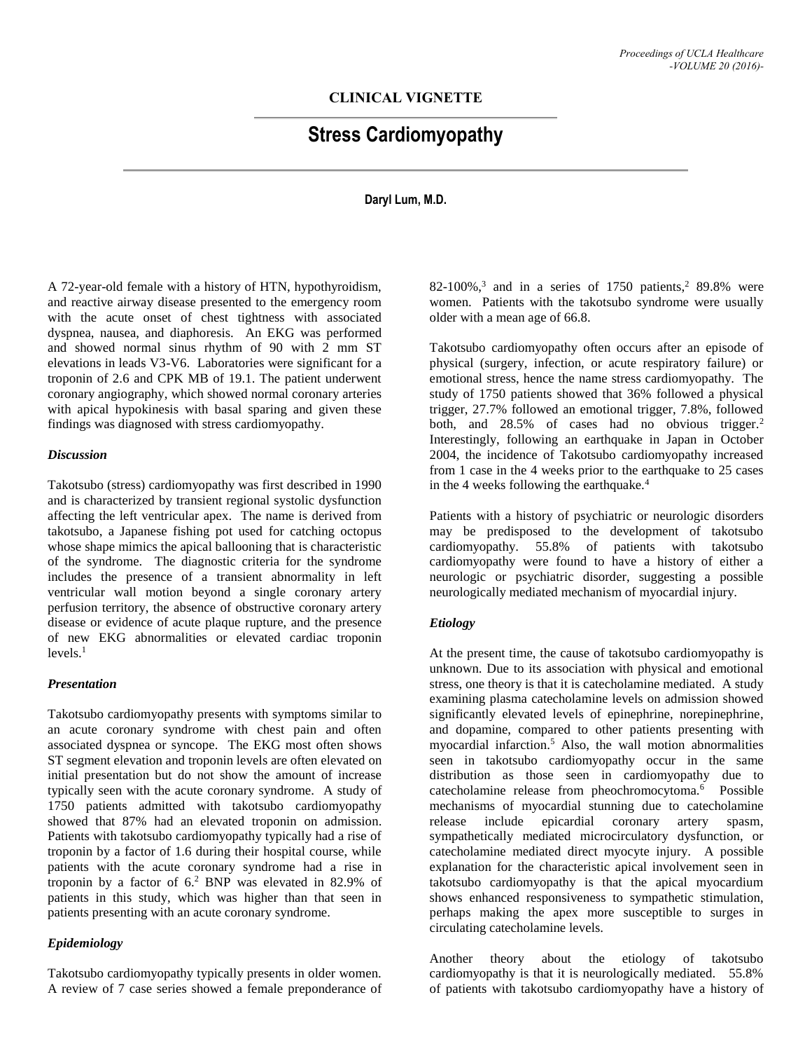## CLINICAL VIGNETTE

# Stress Cardiomyopathy

**Daryl Lum, M.D.**

A 72-year-old female with a history of HTN, hypothyroidism, and reactive airway disease presented to the emergency room with the acute onset of chest tightness with associated dyspnea, nausea, and diaphoresis. An EKG was performed and showed normal sinus rhythm of 90 with 2 mm ST elevations in leads V3-V6. Laboratories were significant for a troponin of 2.6 and CPK MB of 19.1. The patient underwent coronary angiography, which showed normal coronary arteries with apical hypokinesis with basal sparing and given these findings was diagnosed with stress cardiomyopathy.

### *Discussion*

Takotsubo (stress) cardiomyopathy was first described in 1990 and is characterized by transient regional systolic dysfunction affecting the left ventricular apex. The name is derived from takotsubo, a Japanese fishing pot used for catching octopus whose shape mimics the apical ballooning that is characteristic of the syndrome. The diagnostic criteria for the syndrome includes the presence of a transient abnormality in left ventricular wall motion beyond a single coronary artery perfusion territory, the absence of obstructive coronary artery disease or evidence of acute plaque rupture, and the presence of new EKG abnormalities or elevated cardiac troponin levels.[1]

### *Presentation*

Takotsubo cardiomyopathy presents with symptoms similar to an acute coronary syndrome with chest pain and often associated dyspnea or syncope. The EKG most often shows ST segment elevation and troponin levels are often elevated on initial presentation but do not show the amount of increase typically seen with the acute coronary syndrome. A study of 1750 patients admitted with takotsubo cardiomyopathy showed that 87% had an elevated troponin on admission. Patients with takotsubo cardiomyopathy typically had a rise of troponin by a factor of 1.6 during their hospital course, while patients with the acute coronary syndrome had a rise in troponin by a factor of 6.[2] BNP was elevated in 82.9% of patients in this study, which was higher than that seen in patients presenting with an acute coronary syndrome.

### *Epidemiology*

Takotsubo cardiomyopathy typically presents in older women. A review of 7 case series showed a female preponderance of 82-100%,[3] and in a series of 1750 patients,[2] 89.8% were women. Patients with the takotsubo syndrome were usually older with a mean age of 66.8.

Takotsubo cardiomyopathy often occurs after an episode of physical (surgery, infection, or acute respiratory failure) or emotional stress, hence the name stress cardiomyopathy. The study of 1750 patients showed that 36% followed a physical trigger, 27.7% followed an emotional trigger, 7.8%, followed both, and 28.5% of cases had no obvious trigger.[2] Interestingly, following an earthquake in Japan in October 2004, the incidence of Takotsubo cardiomyopathy increased from 1 case in the 4 weeks prior to the earthquake to 25 cases in the 4 weeks following the earthquake.[4]

Patients with a history of psychiatric or neurologic disorders may be predisposed to the development of takotsubo cardiomyopathy. 55.8% of patients with takotsubo cardiomyopathy were found to have a history of either a neurologic or psychiatric disorder, suggesting a possible neurologically mediated mechanism of myocardial injury.

### *Etiology*

At the present time, the cause of takotsubo cardiomyopathy is unknown. Due to its association with physical and emotional stress, one theory is that it is catecholamine mediated. A study examining plasma catecholamine levels on admission showed significantly elevated levels of epinephrine, norepinephrine, and dopamine, compared to other patients presenting with myocardial infarction.[5] Also, the wall motion abnormalities seen in takotsubo cardiomyopathy occur in the same distribution as those seen in cardiomyopathy due to catecholamine release from pheochromocytoma.[6] Possible mechanisms of myocardial stunning due to catecholamine release include epicardial coronary artery spasm, sympathetically mediated microcirculatory dysfunction, or catecholamine mediated direct myocyte injury. A possible explanation for the characteristic apical involvement seen in takotsubo cardiomyopathy is that the apical myocardium shows enhanced responsiveness to sympathetic stimulation, perhaps making the apex more susceptible to surges in circulating catecholamine levels.

Another theory about the etiology of takotsubo cardiomyopathy is that it is neurologically mediated. 55.8% of patients with takotsubo cardiomyopathy have a history of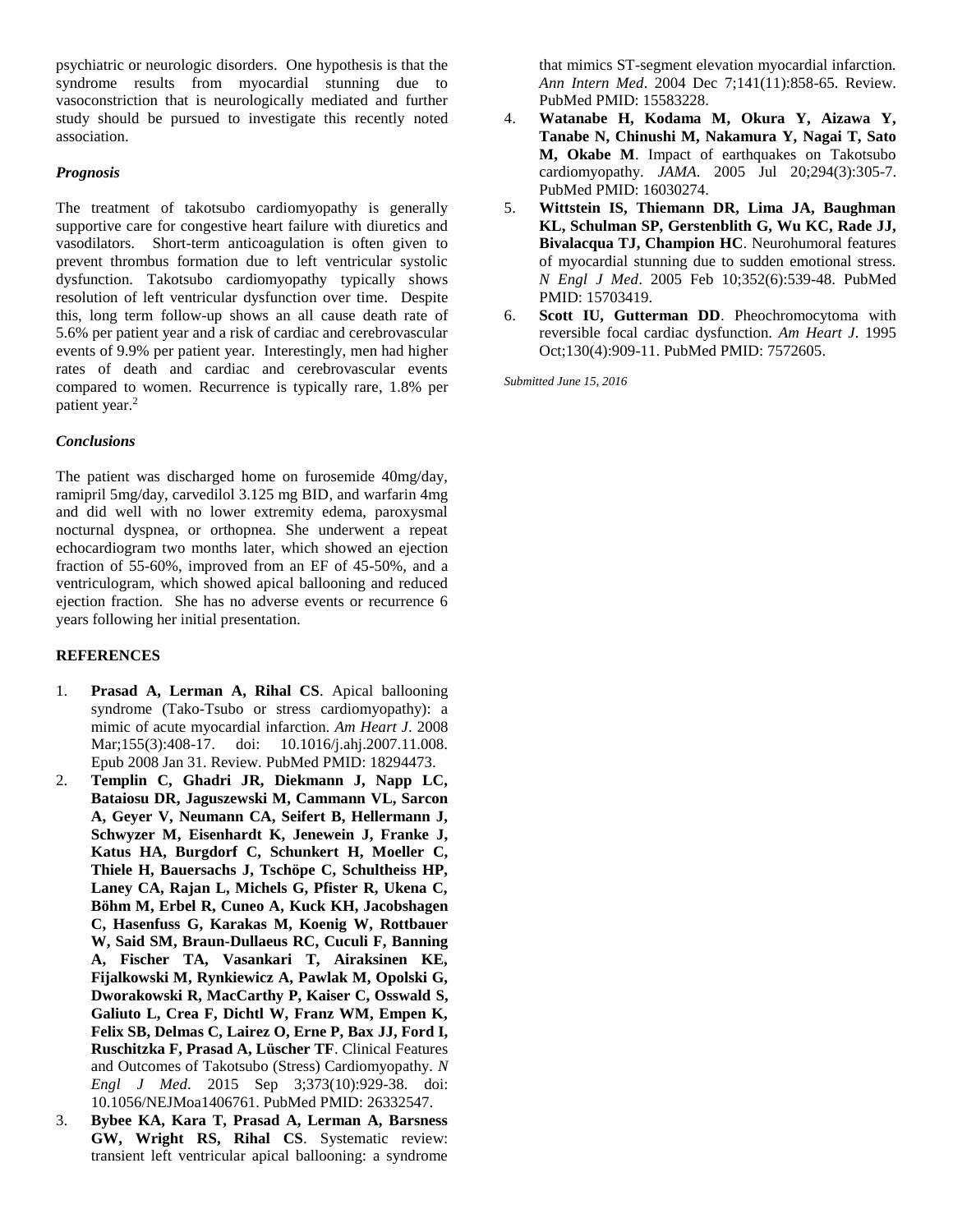psychiatric or neurologic disorders. One hypothesis is that the syndrome results from myocardial stunning due to vasoconstriction that is neurologically mediated and further study should be pursued to investigate this recently noted association.

### *Prognosis*

The treatment of takotsubo cardiomyopathy is generally supportive care for congestive heart failure with diuretics and vasodilators. Short-term anticoagulation is often given to prevent thrombus formation due to left ventricular systolic dysfunction. Takotsubo cardiomyopathy typically shows resolution of left ventricular dysfunction over time. Despite this, long term follow-up shows an all cause death rate of 5.6% per patient year and a risk of cardiac and cerebrovascular events of 9.9% per patient year. Interestingly, men had higher rates of death and cardiac and cerebrovascular events compared to women. Recurrence is typically rare, 1.8% per patient year.[2]

### *Conclusions*

The patient was discharged home on furosemide 40mg/day, ramipril 5mg/day, carvedilol 3.125 mg BID, and warfarin 4mg and did well with no lower extremity edema, paroxysmal nocturnal dyspnea, or orthopnea. She underwent a repeat echocardiogram two months later, which showed an ejection fraction of 55-60%, improved from an EF of 45-50%, and a ventriculogram, which showed apical ballooning and reduced ejection fraction. She has no adverse events or recurrence 6 years following her initial presentation.

## REFERENCES

1. **Prasad A, Lerman A, Rihal CS**. Apical ballooning syndrome (Tako-Tsubo or stress cardiomyopathy): a mimic of acute myocardial infarction. *Am Heart J*. 2008 Mar;155(3):408-17. doi: 10.1016/j.ahj.2007.11.008. Epub 2008 Jan 31. Review. PubMed PMID: 18294473.
2. **Templin C, Ghadri JR, Diekmann J, Napp LC, Bataiosu DR, Jaguszewski M, Cammann VL, Sarcon A, Geyer V, Neumann CA, Seifert B, Hellermann J, Schwyzer M, Eisenhardt K, Jenewein J, Franke J, Katus HA, Burgdorf C, Schunkert H, Moeller C, Thiele H, Bauersachs J, Tschöpe C, Schultheiss HP, Laney CA, Rajan L, Michels G, Pfister R, Ukena C, Böhm M, Erbel R, Cuneo A, Kuck KH, Jacobshagen C, Hasenfuss G, Karakas M, Koenig W, Rottbauer W, Said SM, Braun-Dullaeus RC, Cuculi F, Banning A, Fischer TA, Vasankari T, Airaksinen KE, Fijalkowski M, Rynkiewicz A, Pawlak M, Opolski G, Dworakowski R, MacCarthy P, Kaiser C, Osswald S, Galiuto L, Crea F, Dichtl W, Franz WM, Empen K, Felix SB, Delmas C, Lairez O, Erne P, Bax JJ, Ford I, Ruschitzka F, Prasad A, Lüscher TF**. Clinical Features and Outcomes of Takotsubo (Stress) Cardiomyopathy. *N Engl J Med*. 2015 Sep 3;373(10):929-38. doi: 10.1056/NEJMoa1406761. PubMed PMID: 26332547.
3. **Bybee KA, Kara T, Prasad A, Lerman A, Barsness GW, Wright RS, Rihal CS**. Systematic review: transient left ventricular apical ballooning: a syndrome that mimics ST-segment elevation myocardial infarction. *Ann Intern Med*. 2004 Dec 7;141(11):858-65. Review. PubMed PMID: 15583228.
4. **Watanabe H, Kodama M, Okura Y, Aizawa Y, Tanabe N, Chinushi M, Nakamura Y, Nagai T, Sato M, Okabe M**. Impact of earthquakes on Takotsubo cardiomyopathy. *JAMA*. 2005 Jul 20;294(3):305-7. PubMed PMID: 16030274.
5. **Wittstein IS, Thiemann DR, Lima JA, Baughman KL, Schulman SP, Gerstenblith G, Wu KC, Rade JJ, Bivalacqua TJ, Champion HC**. Neurohumoral features of myocardial stunning due to sudden emotional stress. *N Engl J Med*. 2005 Feb 10;352(6):539-48. PubMed PMID: 15703419.
6. **Scott IU, Gutterman DD**. Pheochromocytoma with reversible focal cardiac dysfunction. *Am Heart J*. 1995 Oct;130(4):909-11. PubMed PMID: 7572605.

*Submitted June 15, 2016*